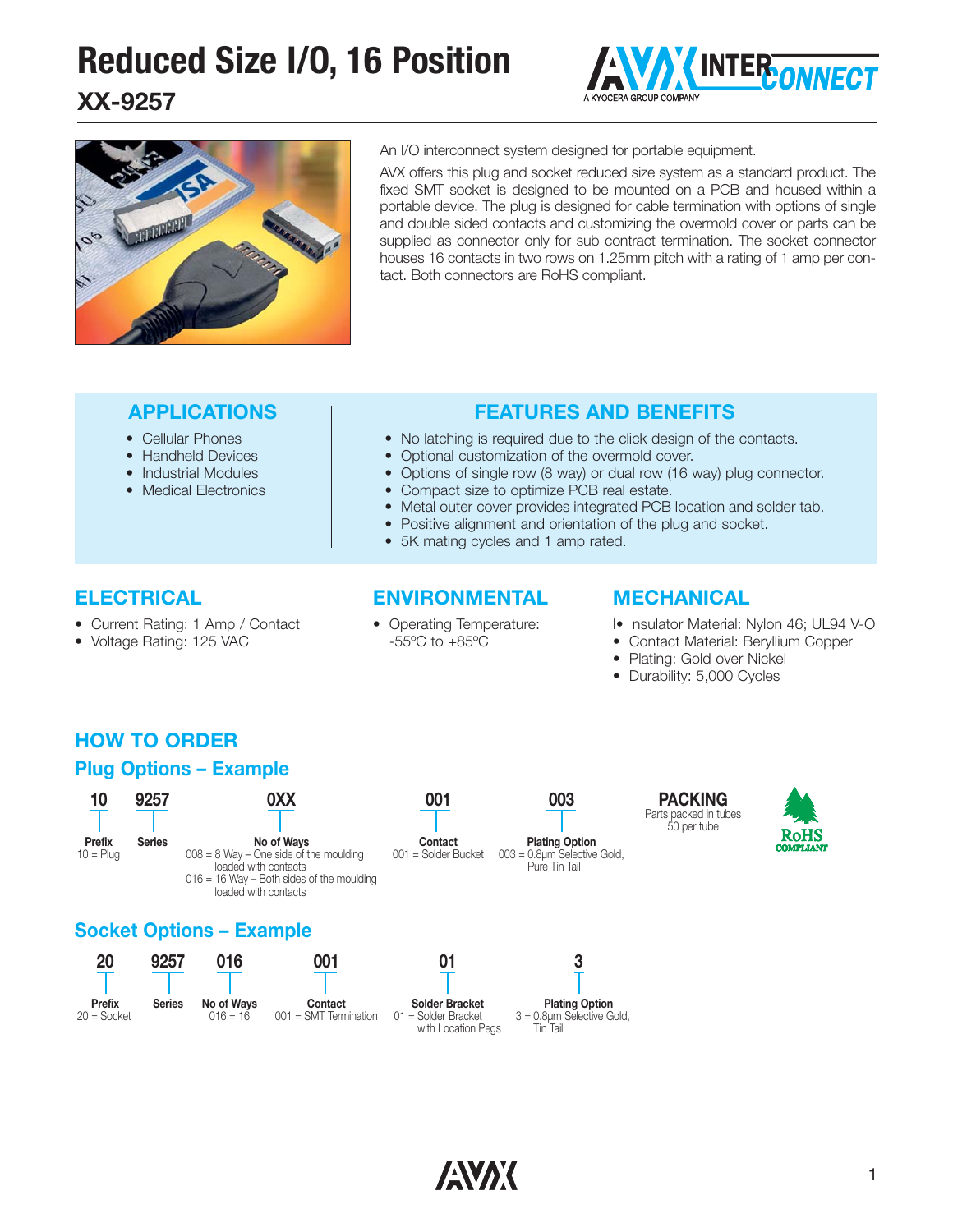# Reduced Size I/O, 16 Position

## XX-9257

An I/O interconnect system designed for portable equipment.

AVX offers this plug and socket reduced size system as a standard product. The fixed SMT socket is designed to be mounted on a PCB and housed within a portable device. The plug is designed for cable termination with options of single and double sided contacts and customizing the overmold cover or parts can be supplied as connector only for sub contract termination. The socket connector houses 16 contacts in two rows on 1.25mm pitch with a rating of 1 amp per contact. Both connectors are RoHS compliant.

### APPLICATIONS

- Cellular Phones
- Handheld Devices
- Industrial Modules
- Medical Electronics

### FEATURES AND BENEFITS

- No latching is required due to the click design of the contacts.
- Optional customization of the overmold cover.
- Options of single row (8 way) or dual row (16 way) plug connector.
- Compact size to optimize PCB real estate.
- Metal outer cover provides integrated PCB location and solder tab.
- Positive alignment and orientation of the plug and socket.
- 5K mating cycles and 1 amp rated.

### ELECTRICAL

- Current Rating: 1 Amp / Contact
- Voltage Rating: 125 VAC

### ENVIRONMENTAL

- Operating Temperature: -55ºC to +85ºC

### MECHANICAL

- Insulator Material: Nylon 46; UL94 V-O
- Contact Material: Beryllium Copper
- Plating: Gold over Nickel
- Durability: 5,000 Cycles

## HOW TO ORDER

### Plug Options – Example

| 10 | 9257 | 0XX | 001 | 003 |
|---|---|---|---|---|
| **Prefix** 10 = Plug | **Series** | **No of Ways** 008 = 8 Way – One side of the moulding loaded with contacts; 016 = 16 Way – Both sides of the moulding loaded with contacts | **Contact** 001 = Solder Bucket | **Plating Option** 003 = 0.8µm Selective Gold, Pure Tin Tail |

**PACKING**
Parts packed in tubes
50 per tube

RoHS COMPLIANT

### Socket Options – Example

| 20 | 9257 | 016 | 001 | 01 | 3 |
|---|---|---|---|---|---|
| **Prefix** 20 = Socket | **Series** | **No of Ways** 016 = 16 | **Contact** 001 = SMT Termination | **Solder Bracket** 01 = Solder Bracket with Location Pegs | **Plating Option** 3 = 0.8µm Selective Gold, Tin Tail |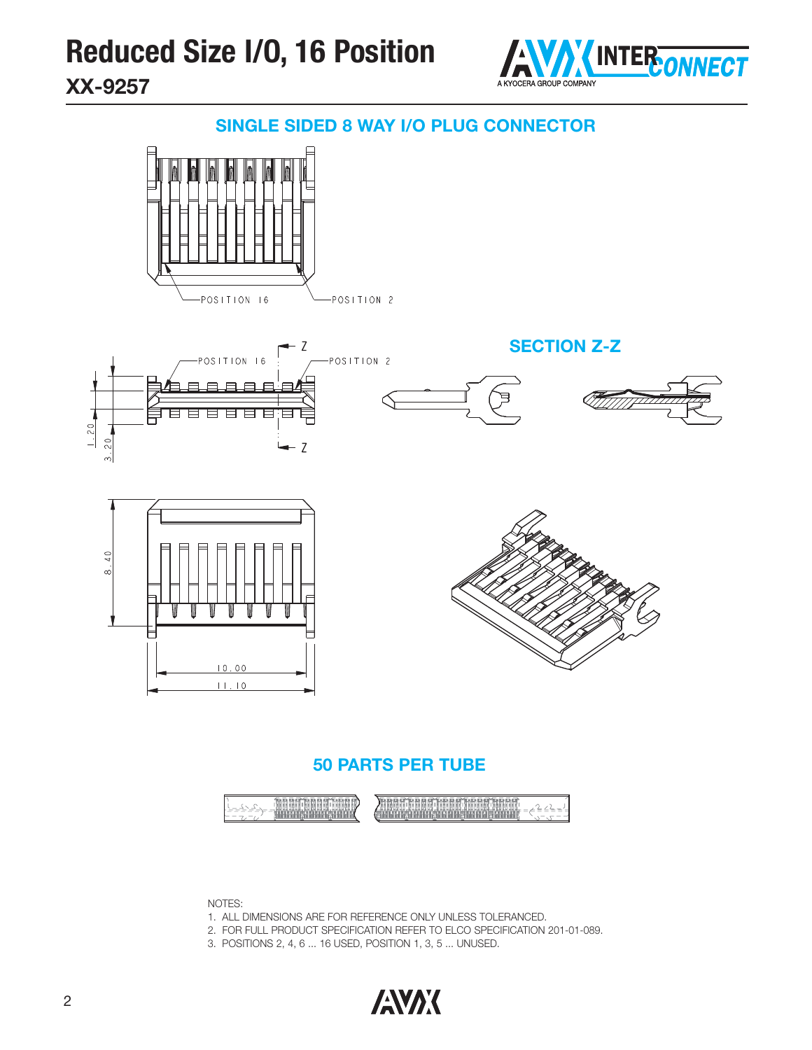# Reduced Size I/O, 16 Position

## XX-9257

### SINGLE SIDED 8 WAY I/O PLUG CONNECTOR

POSITION 16

POSITION 2

Z

Z

### SECTION Z-Z

1.20

3.20

8.40

10.00

11.10

### 50 PARTS PER TUBE

NOTES:

1. ALL DIMENSIONS ARE FOR REFERENCE ONLY UNLESS TOLERANCED.
2. FOR FULL PRODUCT SPECIFICATION REFER TO ELCO SPECIFICATION 201-01-089.
3. POSITIONS 2, 4, 6 ... 16 USED, POSITION 1, 3, 5 ... UNUSED.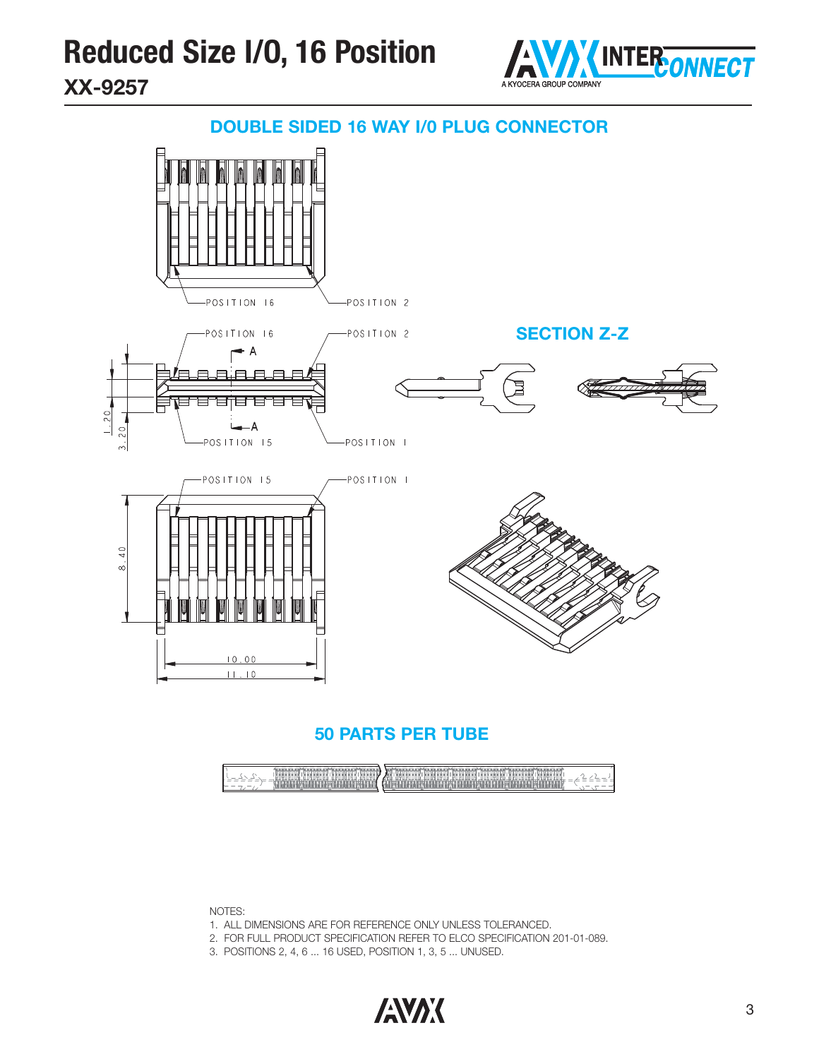# Reduced Size I/O, 16 Position

## XX-9257

### DOUBLE SIDED 16 WAY I/0 PLUG CONNECTOR

POSITION 16 POSITION 2

POSITION 16 POSITION 2

### SECTION Z-Z

1.20 3.20

POSITION 15 POSITION 1

POSITION 15 POSITION 1

8.40

10.00

11.10

### 50 PARTS PER TUBE

NOTES:

1. ALL DIMENSIONS ARE FOR REFERENCE ONLY UNLESS TOLERANCED.
2. FOR FULL PRODUCT SPECIFICATION REFER TO ELCO SPECIFICATION 201-01-089.
3. POSITIONS 2, 4, 6 ... 16 USED, POSITION 1, 3, 5 ... UNUSED.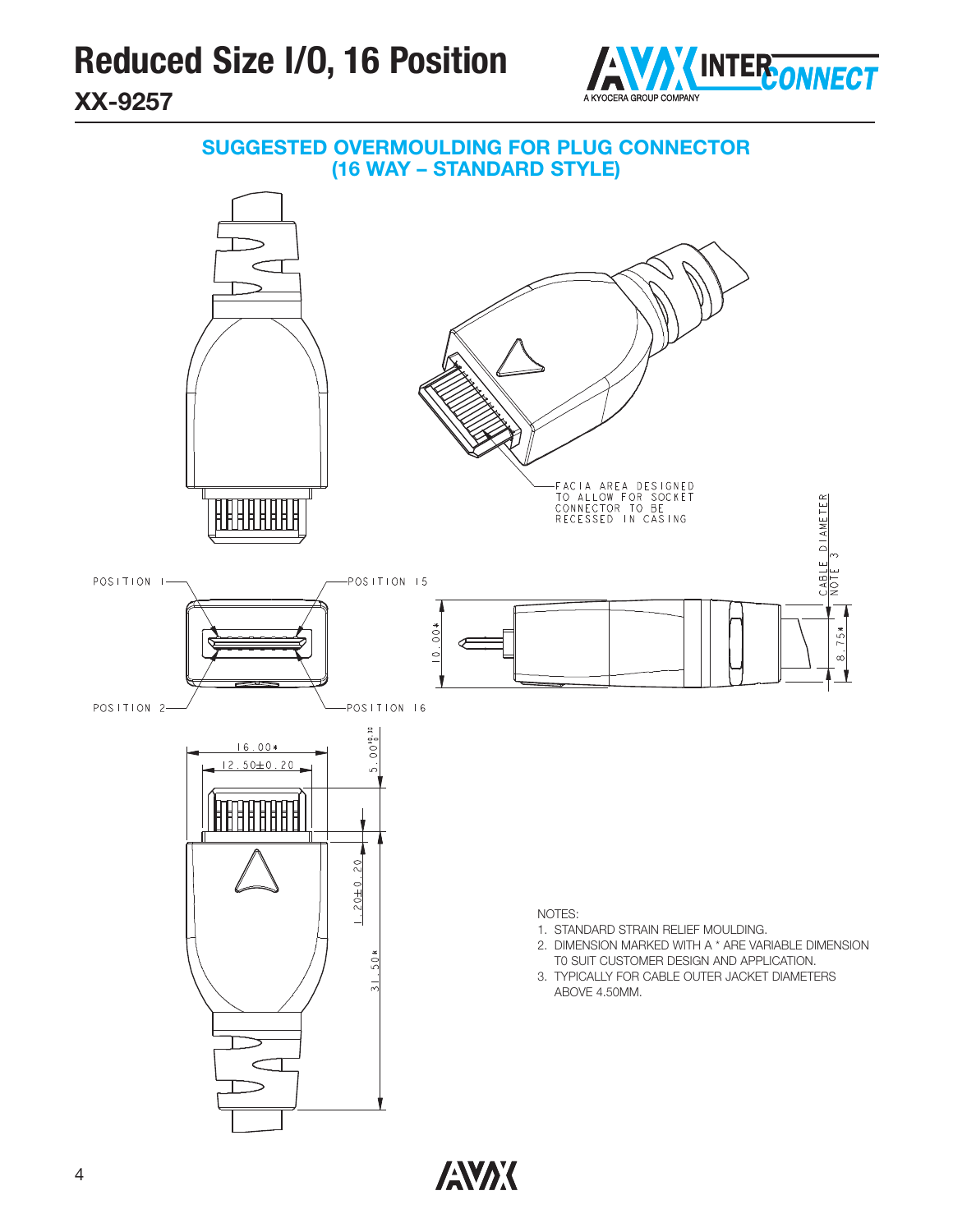# Reduced Size I/O, 16 Position

## XX-9257

### SUGGESTED OVERMOULDING FOR PLUG CONNECTOR (16 WAY – STANDARD STYLE)

FACIA AREA DESIGNED TO ALLOW FOR SOCKET CONNECTOR TO BE RECESSED IN CASING

CABLE DIAMETER NOTE 3

POSITION 1

POSITION 15

POSITION 2

POSITION 16

10.00*

8.75*

16.00*

12.50±0.20

5.00 $^{+0.30}_{0}$

1.20±0.20

31.50*

NOTES:

1. STANDARD STRAIN RELIEF MOULDING.
2. DIMENSION MARKED WITH A * ARE VARIABLE DIMENSION T0 SUIT CUSTOMER DESIGN AND APPLICATION.
3. TYPICALLY FOR CABLE OUTER JACKET DIAMETERS ABOVE 4.50MM.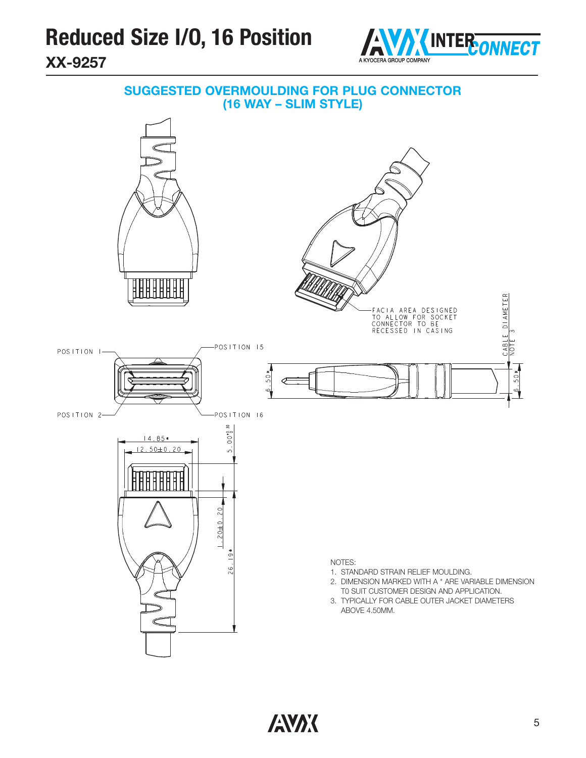# Reduced Size I/O, 16 Position

## XX-9257

### SUGGESTED OVERMOULDING FOR PLUG CONNECTOR (16 WAY – SLIM STYLE)

FACIA AREA DESIGNED TO ALLOW FOR SOCKET CONNECTOR TO BE RECESSED IN CASING

CABLE DIAMETER NOTE 3

POSITION 1

POSITION 15

POSITION 2

POSITION 16

6.50*

6.50*

14.85*

12.50±0.20

5.00$^{+0.30}_{0}$

1.20±0.20

26.19*

NOTES:

1. STANDARD STRAIN RELIEF MOULDING.
2. DIMENSION MARKED WITH A * ARE VARIABLE DIMENSION T0 SUIT CUSTOMER DESIGN AND APPLICATION.
3. TYPICALLY FOR CABLE OUTER JACKET DIAMETERS ABOVE 4.50MM.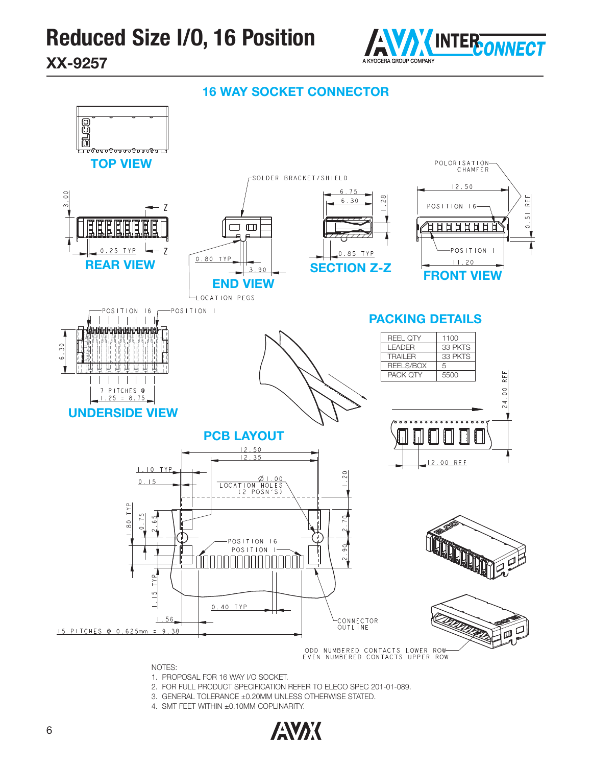# Reduced Size I/O, 16 Position

## XX-9257

## 16 WAY SOCKET CONNECTOR

TOP VIEW

REAR VIEW

3.00

0.25 TYP

Z

END VIEW

SOLDER BRACKET/SHIELD

0.80 TYP

3.90

LOCATION PEGS

SECTION Z-Z

6.75

6.30

1.28

0.85 TYP

FRONT VIEW

POLORISATION CHAMFER

12.50

POSITION 16

POSITION 1

11.20

0.51 REF

UNDERSIDE VIEW

POSITION 16

POSITION 1

6.30

7 PITCHES @ 1.25 = 8.75

## PACKING DETAILS

| REEL QTY | 1100 |
|---|---|
| LEADER | 33 PKTS |
| TRAILER | 33 PKTS |
| REELS/BOX | 5 |
| PACK QTY | 5500 |

24.00 REF

12.00 REF

## PCB LAYOUT

12.50

12.35

1.10 TYP

0.15

Ø1.00 LOCATION HOLES (2 POSN'S)

1.20

1.80 TYP

0.75

2.65

2.70

2.90

POSITION 16

POSITION 1

1.15 TYP

0.40 TYP

1.56

15 PITCHES @ 0.625mm = 9.38

CONNECTOR OUTLINE

ODD NUMBERED CONTACTS LOWER ROW
EVEN NUMBERED CONTACTS UPPER ROW

NOTES:

1. PROPOSAL FOR 16 WAY I/O SOCKET.
2. FOR FULL PRODUCT SPECIFICATION REFER TO ELECO SPEC 201-01-089.
3. GENERAL TOLERANCE ±0.20MM UNLESS OTHERWISE STATED.
4. SMT FEET WITHIN ±0.10MM COPLINARITY.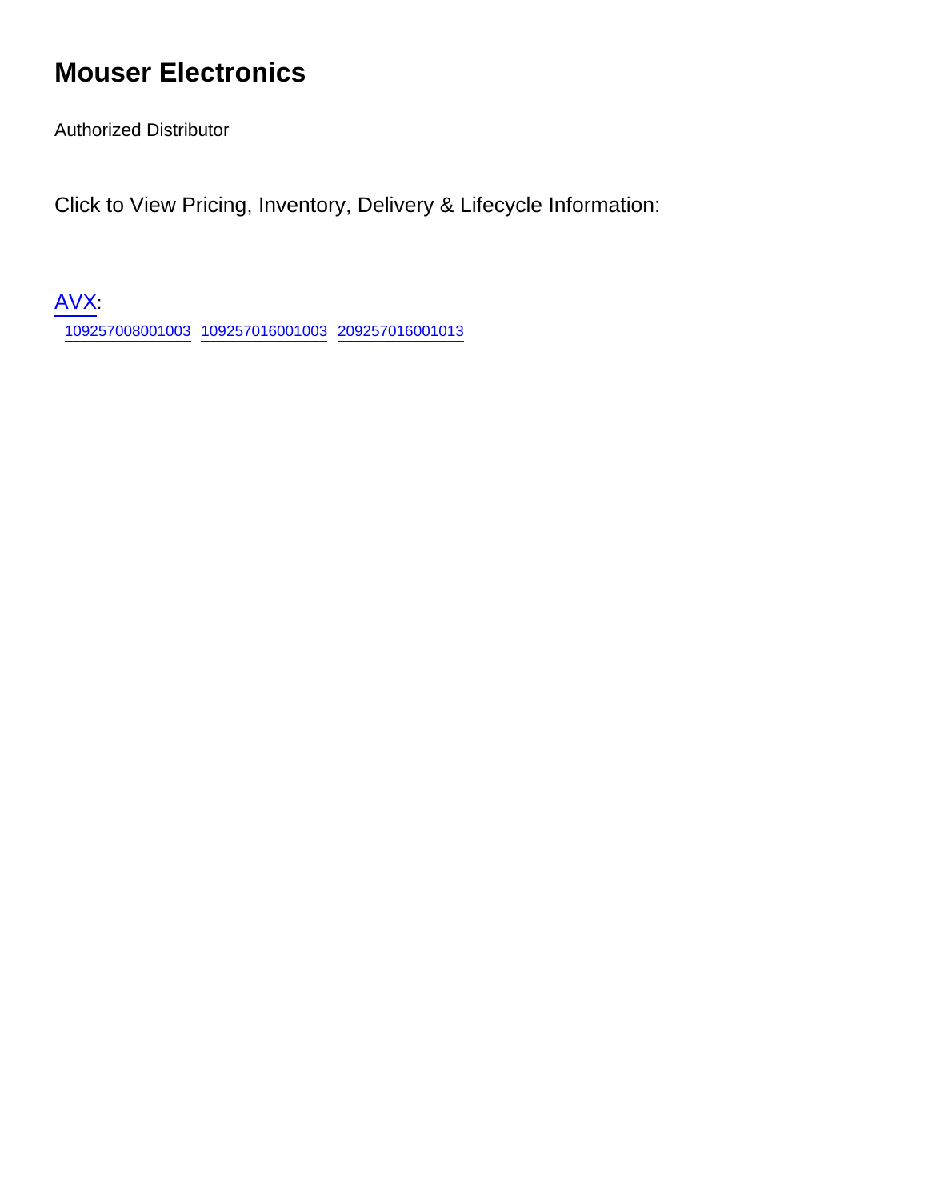# Mouser Electronics

Authorized Distributor

Click to View Pricing, Inventory, Delivery & Lifecycle Information:

AVX:

109257008001003 109257016001003 209257016001013